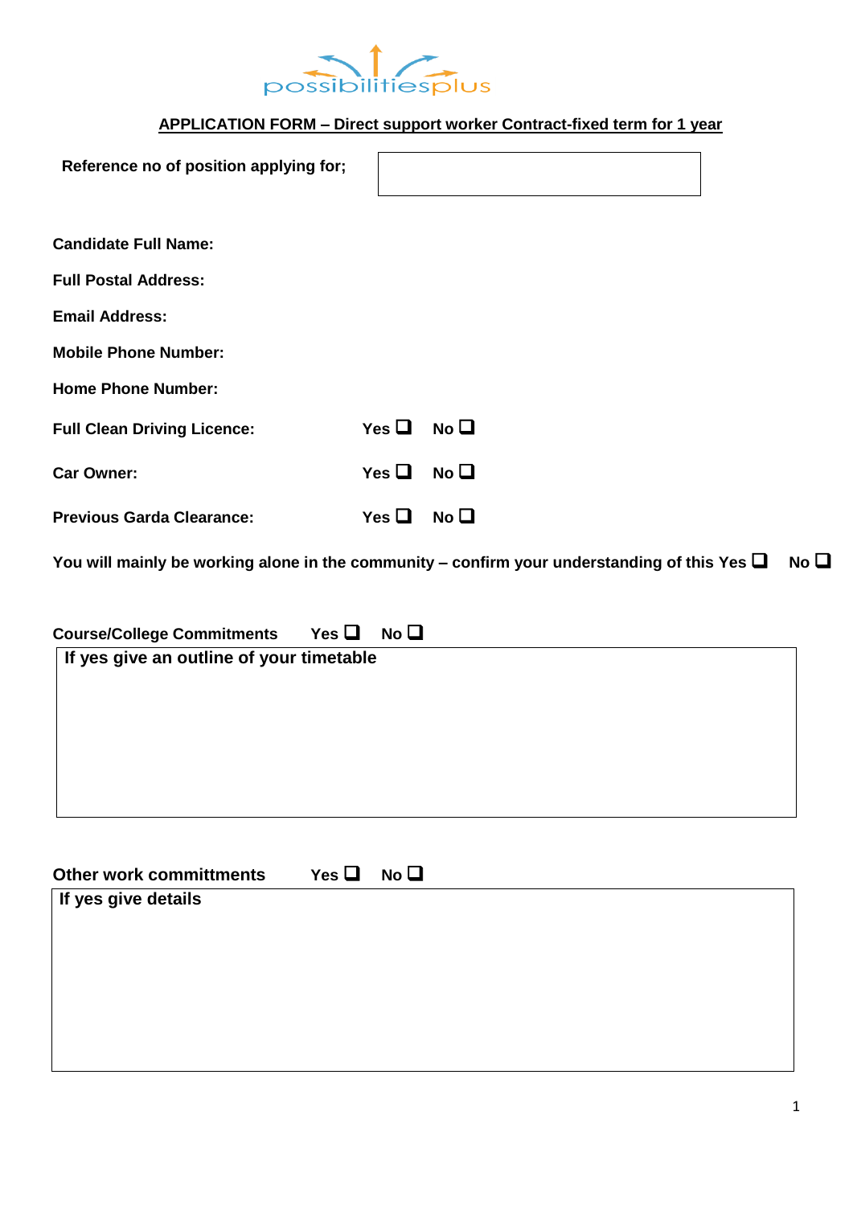possibilitiesplus

## APPLICATION FORM – Direct support worker Contract-fixed term for 1 year

**Reference no of position applying for;**

| |
|---|
| |

**Candidate Full Name:**

**Full Postal Address:**

**Email Address:**

**Mobile Phone Number:**

**Home Phone Number:**

**Full Clean Driving Licence:** Yes ☐ No ☐

**Car Owner:** Yes ☐ No ☐

**Previous Garda Clearance:** Yes ☐ No ☐

**You will mainly be working alone in the community – confirm your understanding of this** Yes ☐ No ☐

**Course/College Commitments** Yes ☐ No ☐

| **If yes give an outline of your timetable** |
|---|
| |

**Other work committments** Yes ☐ No ☐

| **If yes give details** |
|---|
| |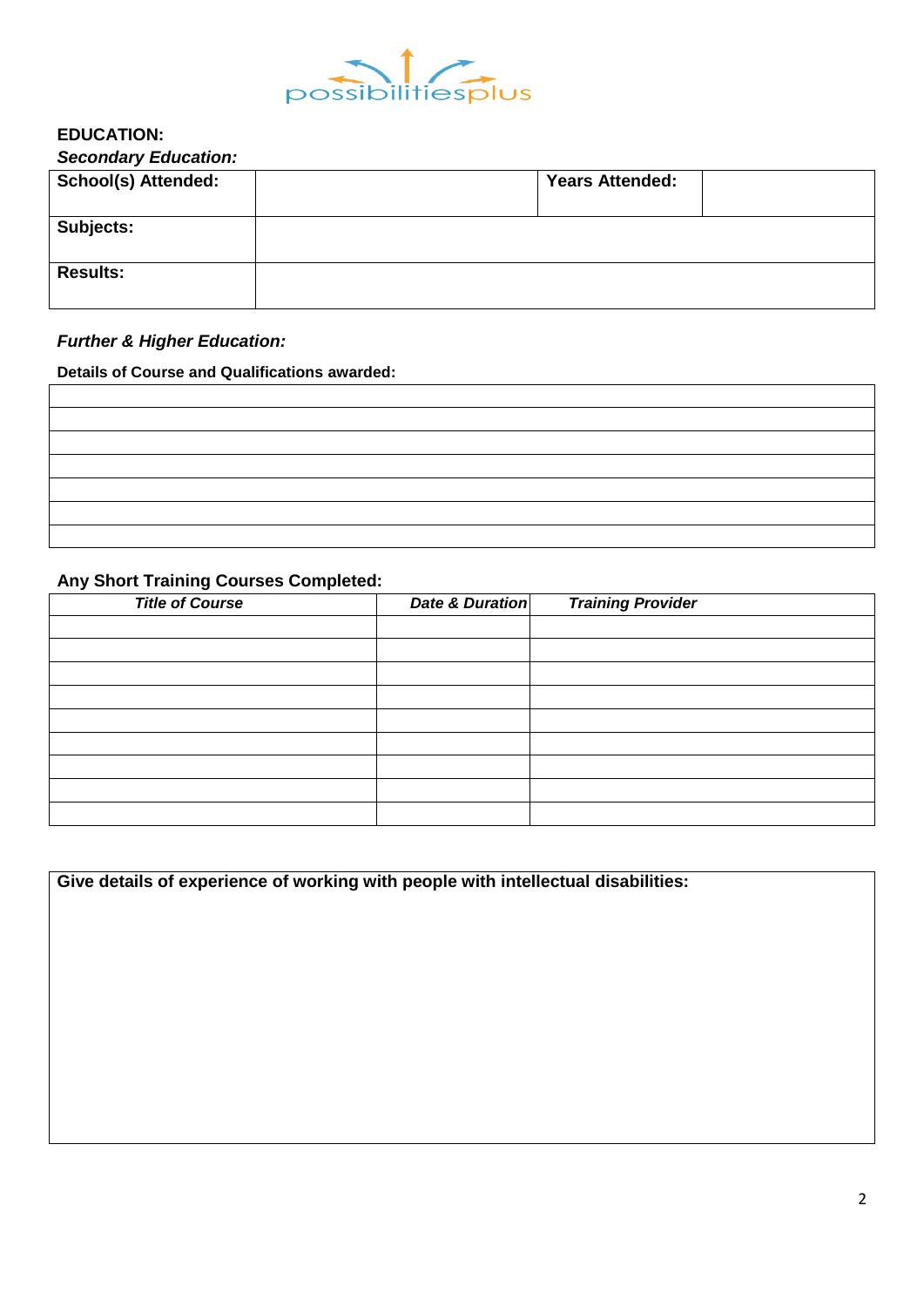possibilitiesplus

## EDUCATION:

### *Secondary Education:*

| **School(s) Attended:** | | **Years Attended:** | |
|---|---|---|---|
| **Subjects:** | | | |
| **Results:** | | | |

### *Further & Higher Education:*

**Details of Course and Qualifications awarded:**

| |
|---|
| |
| |
| |
| |
| |
| |

### Any Short Training Courses Completed:

| *Title of Course* | *Date & Duration* | *Training Provider* |
|---|---|---|
| | | |
| | | |
| | | |
| | | |
| | | |
| | | |
| | | |
| | | |
| | | |

| **Give details of experience of working with people with intellectual disabilities:** |
|---|
| |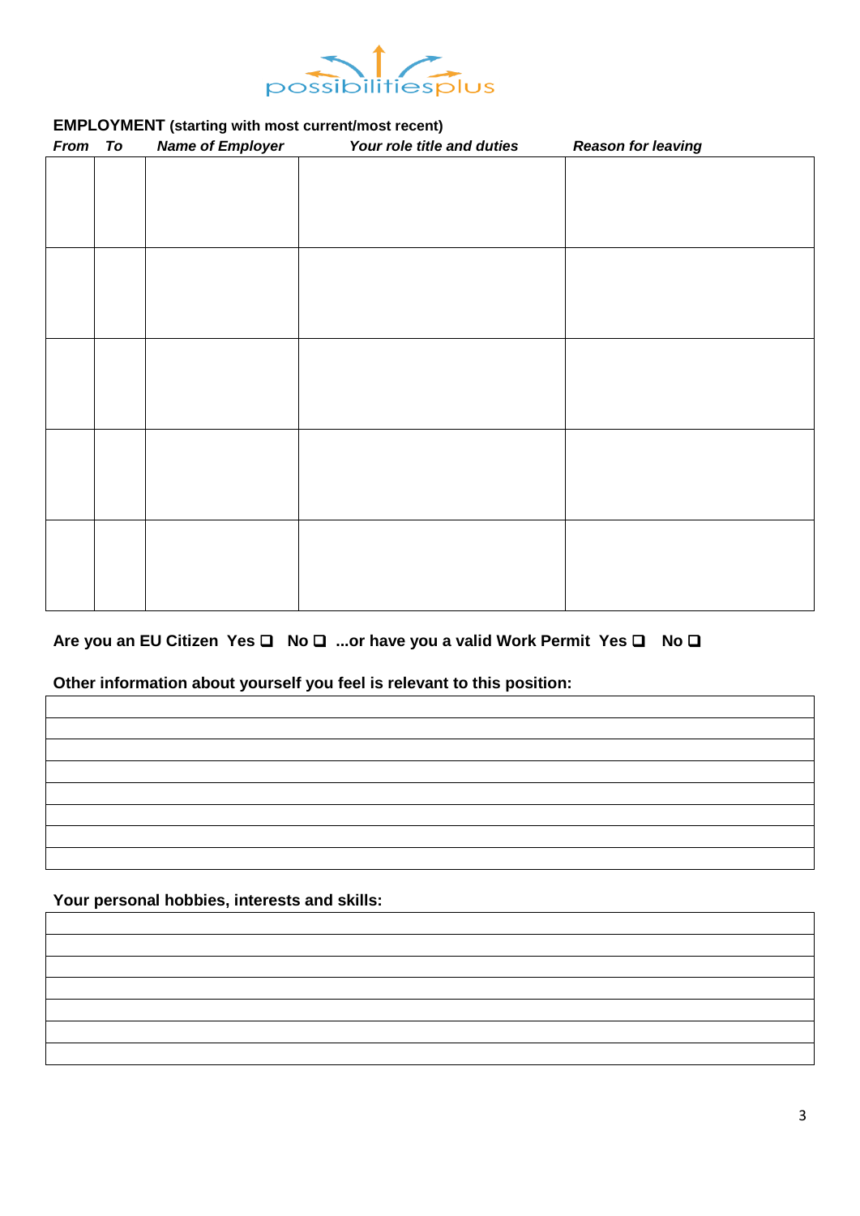possibilitiesplus

**EMPLOYMENT** **(starting with most current/most recent)**

| *From* | *To* | *Name of Employer* | *Your role title and duties* | *Reason for leaving* |
|---|---|---|---|---|
| | | | | |
| | | | | |
| | | | | |
| | | | | |
| | | | | |

**Are you an EU Citizen Yes ❑ No ❑ ...or have you a valid Work Permit Yes ❑ No ❑**

**Other information about yourself you feel is relevant to this position:**

| |
|---|
| |
| |
| |
| |
| |
| |
| |

**Your personal hobbies, interests and skills:**

| |
|---|
| |
| |
| |
| |
| |
| |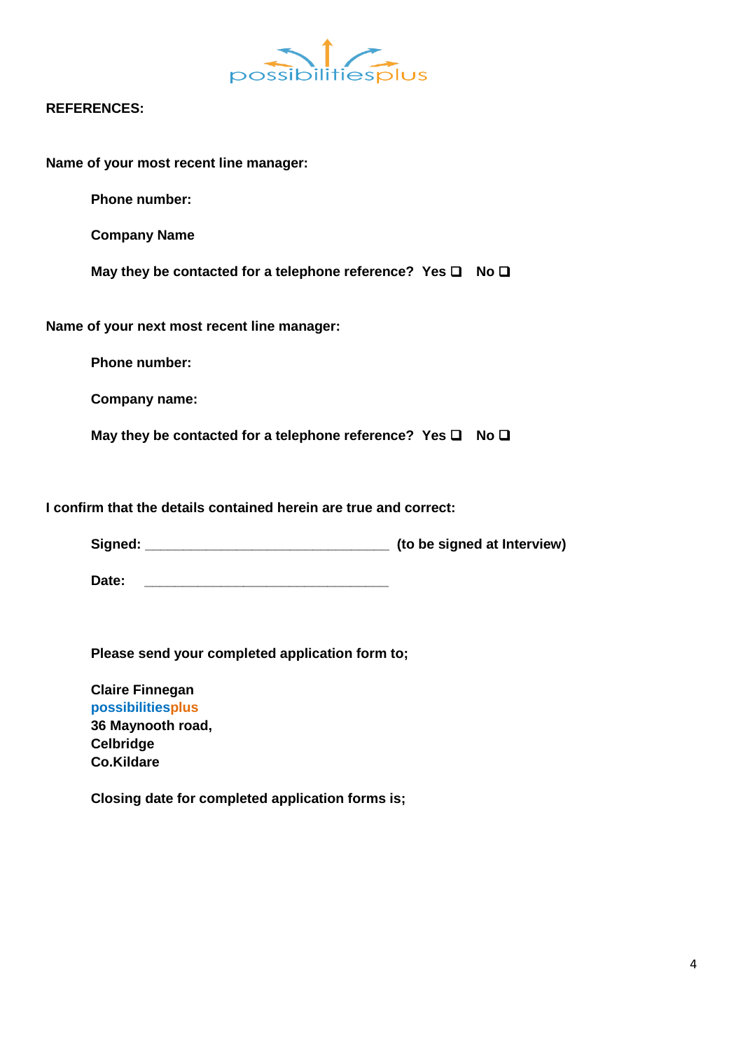possibilitiesplus

**REFERENCES:**

**Name of your most recent line manager:**

**Phone number:**

**Company Name**

**May they be contacted for a telephone reference? Yes ❑ No ❑**

**Name of your next most recent line manager:**

**Phone number:**

**Company name:**

**May they be contacted for a telephone reference? Yes ❑ No ❑**

**I confirm that the details contained herein are true and correct:**

**Signed: _______________________________ (to be signed at Interview)**

**Date: _______________________________**

**Please send your completed application form to;**

**Claire Finnegan**
**possibilitiesplus**
**36 Maynooth road,**
**Celbridge**
**Co.Kildare**

**Closing date for completed application forms is;**